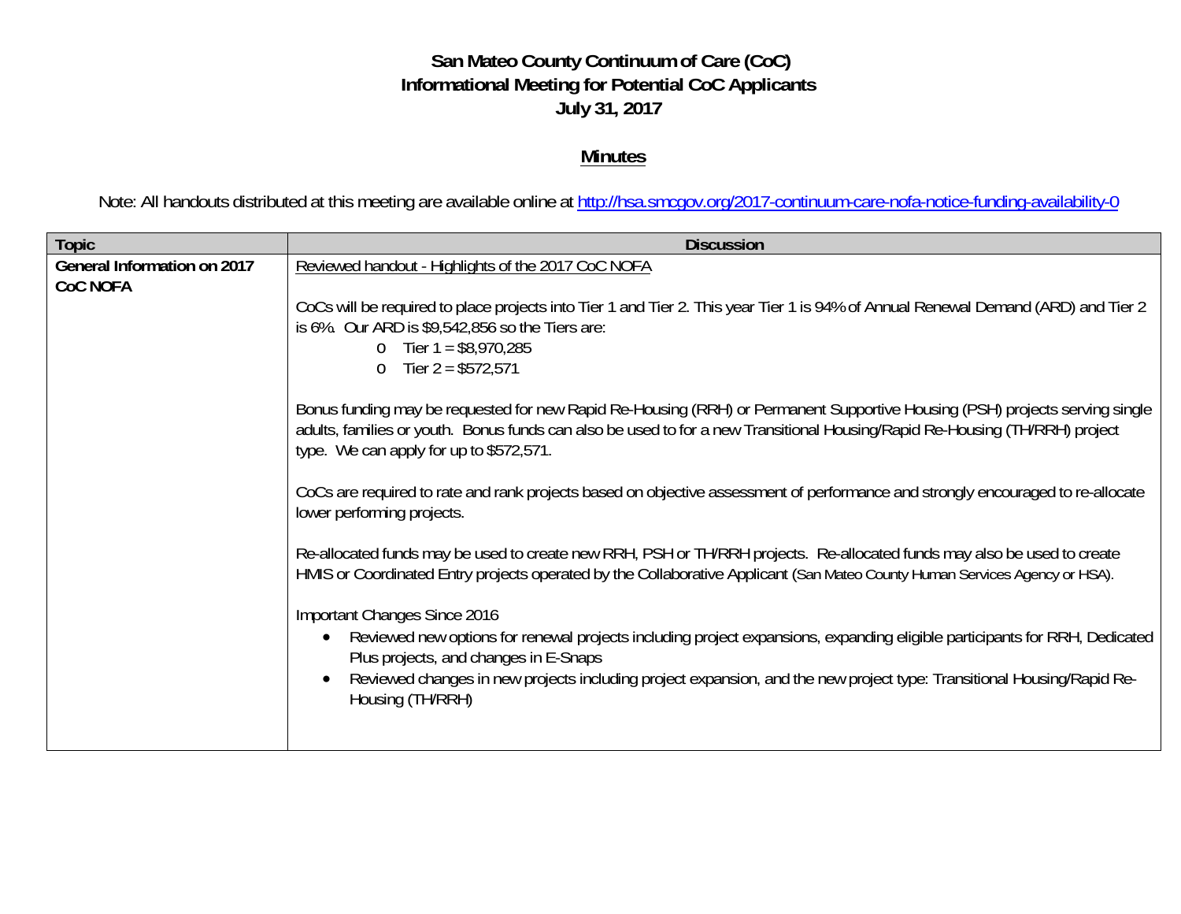# San Mateo County Continuum of Care (CoC)
# Informational Meeting for Potential CoC Applicants
# July 31, 2017

## Minutes

Note: All handouts distributed at this meeting are available online at [http://hsa.smcgov.org/2017-continuum-care-nofa-notice-funding-availability-0](http://hsa.smcgov.org/2017-continuum-care-nofa-notice-funding-availability-0)

| Topic | Discussion |
| --- | --- |
| **General Information on 2017 CoC NOFA** | Reviewed handout - Highlights of the 2017 CoC NOFA<br><br>CoCs will be required to place projects into Tier 1 and Tier 2. This year Tier 1 is 94% of Annual Renewal Demand (ARD) and Tier 2 is 6%. Our ARD is $9,542,856 so the Tiers are:<br>o Tier 1 = $8,970,285<br>o Tier 2 = $572,571<br><br>Bonus funding may be requested for new Rapid Re-Housing (RRH) or Permanent Supportive Housing (PSH) projects serving single adults, families or youth. Bonus funds can also be used to for a new Transitional Housing/Rapid Re-Housing (TH/RRH) project type. We can apply for up to $572,571.<br><br>CoCs are required to rate and rank projects based on objective assessment of performance and strongly encouraged to re-allocate lower performing projects.<br><br>Re-allocated funds may be used to create new RRH, PSH or TH/RRH projects. Re-allocated funds may also be used to create HMIS or Coordinated Entry projects operated by the Collaborative Applicant (San Mateo County Human Services Agency or HSA).<br><br>Important Changes Since 2016<br>• Reviewed new options for renewal projects including project expansions, expanding eligible participants for RRH, Dedicated Plus projects, and changes in E-Snaps<br>• Reviewed changes in new projects including project expansion, and the new project type: Transitional Housing/Rapid Re-Housing (TH/RRH) |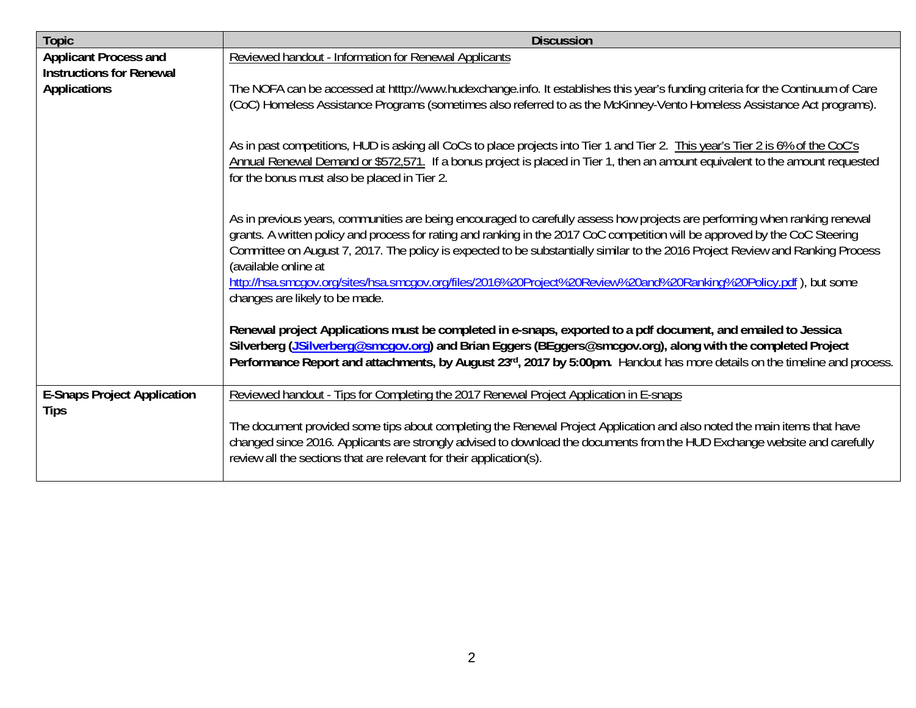| Topic | Discussion |
|---|---|
| **Applicant Process and Instructions for Renewal Applications** | Reviewed handout - Information for Renewal Applicants<br><br>The NOFA can be accessed at htttp://www.hudexchange.info. It establishes this year's funding criteria for the Continuum of Care (CoC) Homeless Assistance Programs (sometimes also referred to as the McKinney-Vento Homeless Assistance Act programs).<br><br>As in past competitions, HUD is asking all CoCs to place projects into Tier 1 and Tier 2. This year's Tier 2 is 6% of the CoC's Annual Renewal Demand or $572,571. If a bonus project is placed in Tier 1, then an amount equivalent to the amount requested for the bonus must also be placed in Tier 2.<br><br>As in previous years, communities are being encouraged to carefully assess how projects are performing when ranking renewal grants. A written policy and process for rating and ranking in the 2017 CoC competition will be approved by the CoC Steering Committee on August 7, 2017. The policy is expected to be substantially similar to the 2016 Project Review and Ranking Process (available online at http://hsa.smcgov.org/sites/hsa.smcgov.org/files/2016%20Project%20Review%20and%20Ranking%20Policy.pdf ), but some changes are likely to be made.<br><br>**Renewal project Applications must be completed in e-snaps, exported to a pdf document, and emailed to Jessica Silverberg (JSilverberg@smcgov.org) and Brian Eggers (BEggers@smcgov.org), along with the completed Project Performance Report and attachments, by August 23rd, 2017 by 5:00pm.** Handout has more details on the timeline and process. |
| **E-Snaps Project Application Tips** | Reviewed handout - Tips for Completing the 2017 Renewal Project Application in E-snaps<br><br>The document provided some tips about completing the Renewal Project Application and also noted the main items that have changed since 2016. Applicants are strongly advised to download the documents from the HUD Exchange website and carefully review all the sections that are relevant for their application(s). |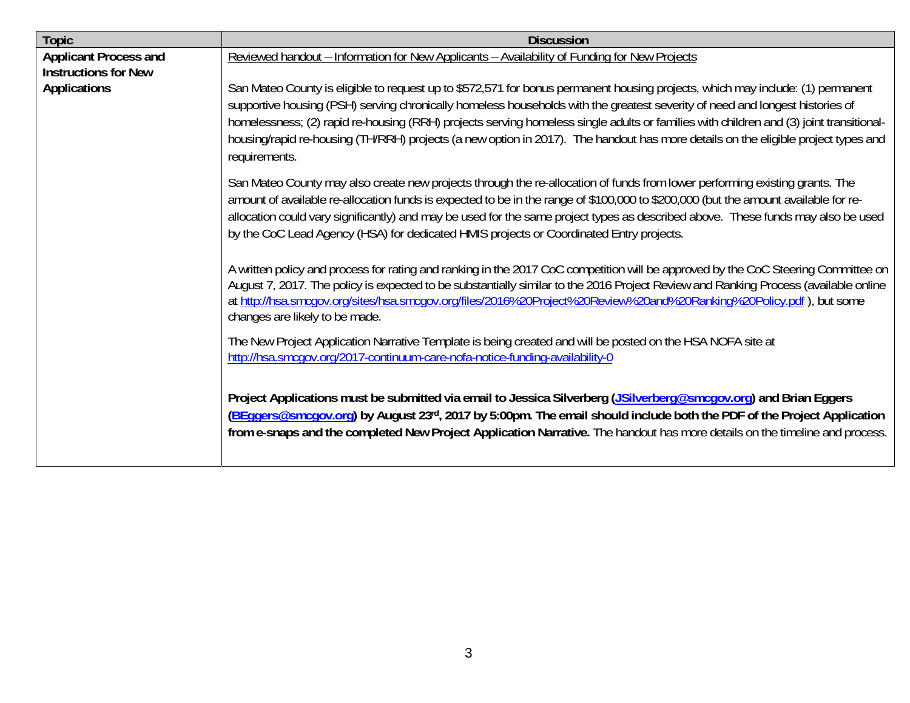| Topic | Discussion |
|---|---|
| **Applicant Process and Instructions for New Applications** | Reviewed handout – Information for New Applicants – Availability of Funding for New Projects<br><br>San Mateo County is eligible to request up to $572,571 for bonus permanent housing projects, which may include: (1) permanent supportive housing (PSH) serving chronically homeless households with the greatest severity of need and longest histories of homelessness; (2) rapid re-housing (RRH) projects serving homeless single adults or families with children and (3) joint transitional-housing/rapid re-housing (TH/RRH) projects (a new option in 2017). The handout has more details on the eligible project types and requirements.<br><br>San Mateo County may also create new projects through the re-allocation of funds from lower performing existing grants. The amount of available re-allocation funds is expected to be in the range of $100,000 to $200,000 (but the amount available for re-allocation could vary significantly) and may be used for the same project types as described above. These funds may also be used by the CoC Lead Agency (HSA) for dedicated HMIS projects or Coordinated Entry projects.<br><br>A written policy and process for rating and ranking in the 2017 CoC competition will be approved by the CoC Steering Committee on August 7, 2017. The policy is expected to be substantially similar to the 2016 Project Review and Ranking Process (available online at http://hsa.smcgov.org/sites/hsa.smcgov.org/files/2016%20Project%20Review%20and%20Ranking%20Policy.pdf ), but some changes are likely to be made.<br><br>The New Project Application Narrative Template is being created and will be posted on the HSA NOFA site at http://hsa.smcgov.org/2017-continuum-care-nofa-notice-funding-availability-0<br><br>**Project Applications must be submitted via email to Jessica Silverberg (JSilverberg@smcgov.org) and Brian Eggers (BEggers@smcgov.org) by August 23rd, 2017 by 5:00pm. The email should include both the PDF of the Project Application from e-snaps and the completed New Project Application Narrative.** The handout has more details on the timeline and process. |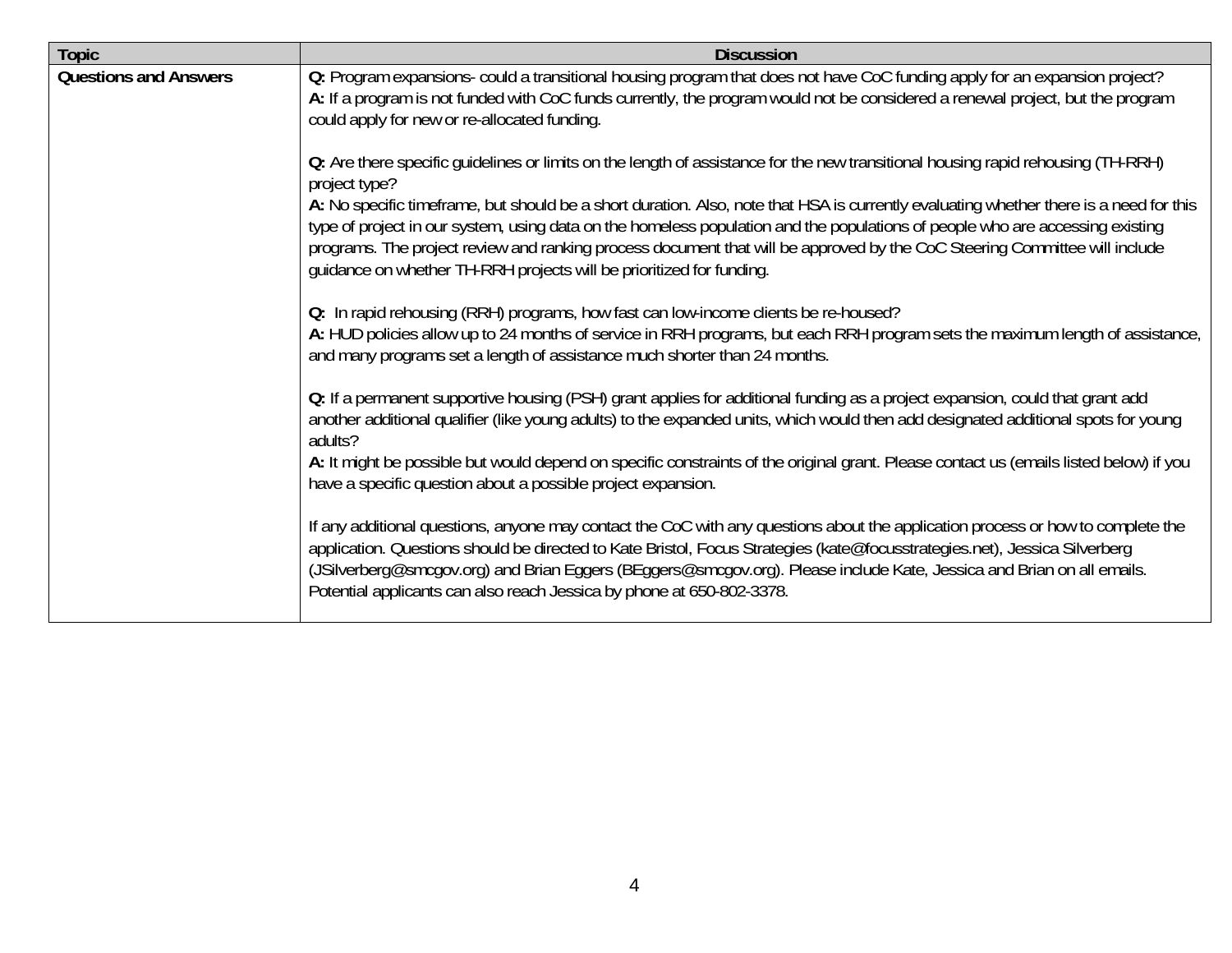| Topic | Discussion |
| --- | --- |
| **Questions and Answers** | **Q:** Program expansions- could a transitional housing program that does not have CoC funding apply for an expansion project?<br>**A:** If a program is not funded with CoC funds currently, the program would not be considered a renewal project, but the program could apply for new or re-allocated funding.<br><br>**Q:** Are there specific guidelines or limits on the length of assistance for the new transitional housing rapid rehousing (TH-RRH) project type?<br>**A:** No specific timeframe, but should be a short duration. Also, note that HSA is currently evaluating whether there is a need for this type of project in our system, using data on the homeless population and the populations of people who are accessing existing programs. The project review and ranking process document that will be approved by the CoC Steering Committee will include guidance on whether TH-RRH projects will be prioritized for funding.<br><br>**Q:** In rapid rehousing (RRH) programs, how fast can low-income clients be re-housed?<br>**A:** HUD policies allow up to 24 months of service in RRH programs, but each RRH program sets the maximum length of assistance, and many programs set a length of assistance much shorter than 24 months.<br><br>**Q:** If a permanent supportive housing (PSH) grant applies for additional funding as a project expansion, could that grant add another additional qualifier (like young adults) to the expanded units, which would then add designated additional spots for young adults?<br>**A:** It might be possible but would depend on specific constraints of the original grant. Please contact us (emails listed below) if you have a specific question about a possible project expansion.<br><br>If any additional questions, anyone may contact the CoC with any questions about the application process or how to complete the application. Questions should be directed to Kate Bristol, Focus Strategies (kate@focusstrategies.net), Jessica Silverberg (JSilverberg@smcgov.org) and Brian Eggers (BEggers@smcgov.org). Please include Kate, Jessica and Brian on all emails. Potential applicants can also reach Jessica by phone at 650-802-3378. |